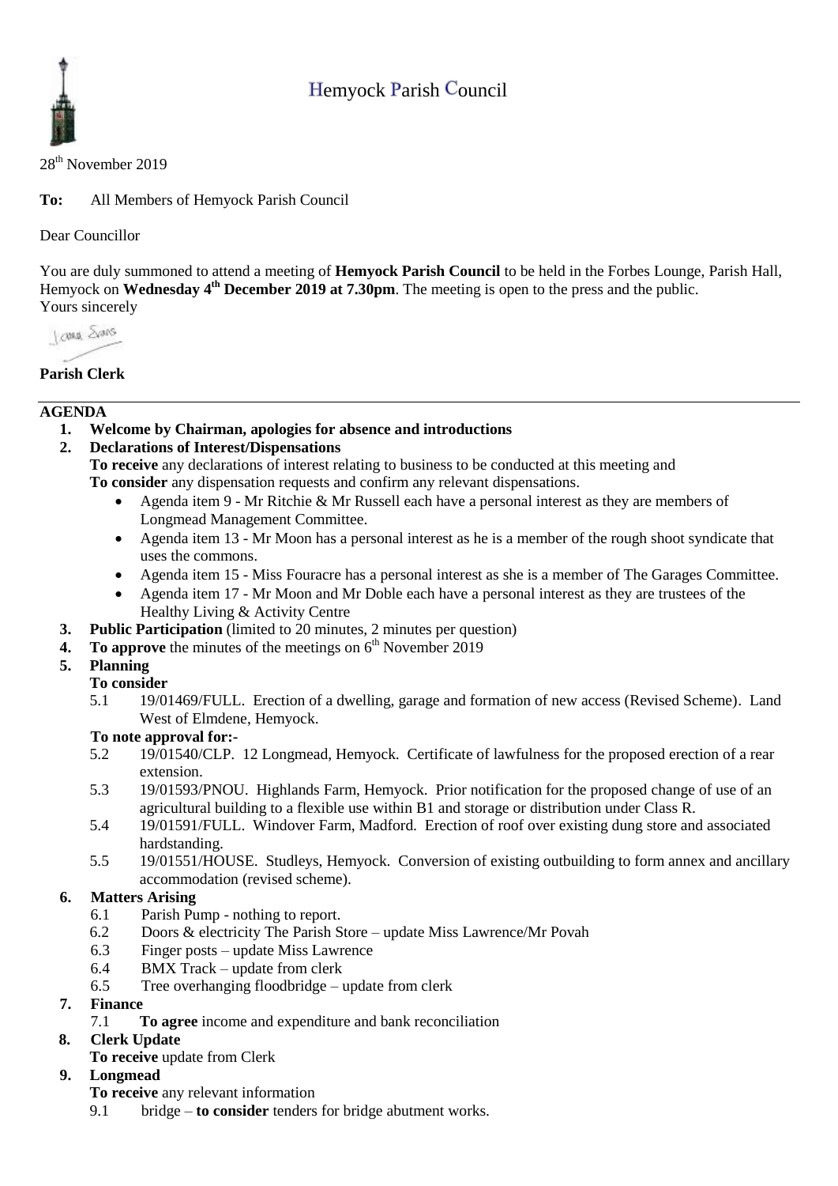# Hemyock Parish Council

28th November 2019

**To:** All Members of Hemyock Parish Council

Dear Councillor

You are duly summoned to attend a meeting of **Hemyock Parish Council** to be held in the Forbes Lounge, Parish Hall, Hemyock on **Wednesday 4th December 2019 at 7.30pm**. The meeting is open to the press and the public.

Yours sincerely

**Parish Clerk**

## AGENDA

1. **Welcome by Chairman, apologies for absence and introductions**
2. **Declarations of Interest/Dispensations**
   **To receive** any declarations of interest relating to business to be conducted at this meeting and
   **To consider** any dispensation requests and confirm any relevant dispensations.
   - Agenda item 9 - Mr Ritchie & Mr Russell each have a personal interest as they are members of Longmead Management Committee.
   - Agenda item 13 - Mr Moon has a personal interest as he is a member of the rough shoot syndicate that uses the commons.
   - Agenda item 15 - Miss Fouracre has a personal interest as she is a member of The Garages Committee.
   - Agenda item 17 - Mr Moon and Mr Doble each have a personal interest as they are trustees of the Healthy Living & Activity Centre
3. **Public Participation** (limited to 20 minutes, 2 minutes per question)
4. **To approve** the minutes of the meetings on 6th November 2019
5. **Planning**
   **To consider**
   5.1 19/01469/FULL. Erection of a dwelling, garage and formation of new access (Revised Scheme). Land West of Elmdene, Hemyock.
   **To note approval for:-**
   5.2 19/01540/CLP. 12 Longmead, Hemyock. Certificate of lawfulness for the proposed erection of a rear extension.
   5.3 19/01593/PNOU. Highlands Farm, Hemyock. Prior notification for the proposed change of use of an agricultural building to a flexible use within B1 and storage or distribution under Class R.
   5.4 19/01591/FULL. Windover Farm, Madford. Erection of roof over existing dung store and associated hardstanding.
   5.5 19/01551/HOUSE. Studleys, Hemyock. Conversion of existing outbuilding to form annex and ancillary accommodation (revised scheme).
6. **Matters Arising**
   6.1 Parish Pump - nothing to report.
   6.2 Doors & electricity The Parish Store – update Miss Lawrence/Mr Povah
   6.3 Finger posts – update Miss Lawrence
   6.4 BMX Track – update from clerk
   6.5 Tree overhanging floodbridge – update from clerk
7. **Finance**
   7.1 **To agree** income and expenditure and bank reconciliation
8. **Clerk Update**
   **To receive** update from Clerk
9. **Longmead**
   **To receive** any relevant information
   9.1 bridge – **to consider** tenders for bridge abutment works.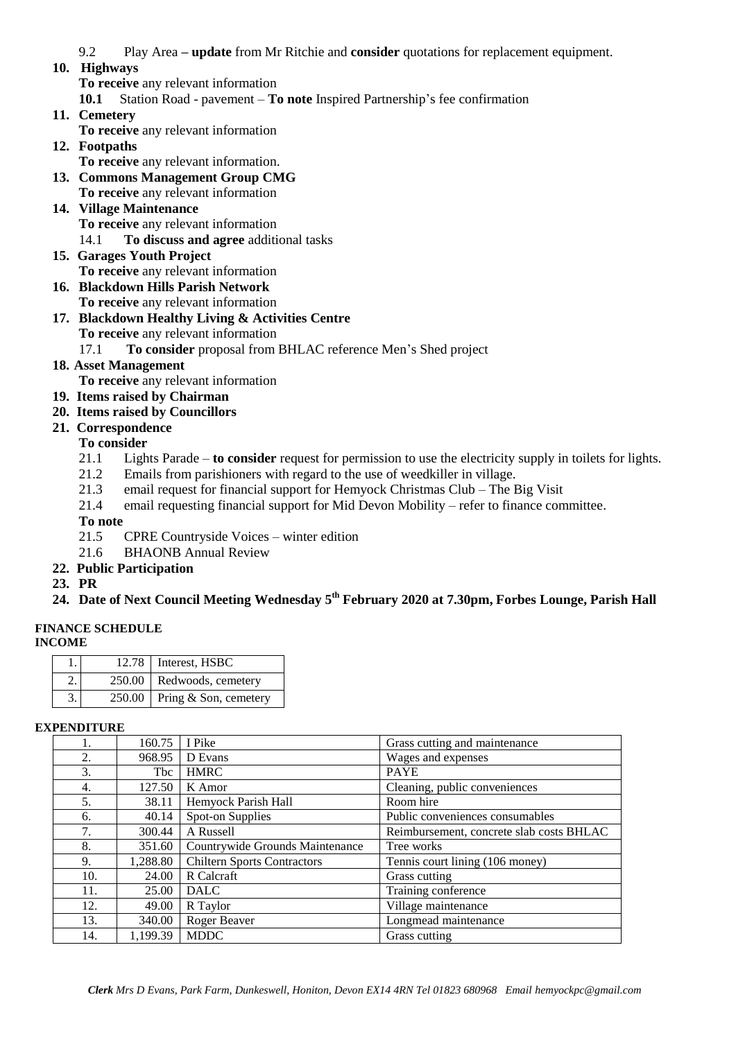9.2 Play Area – **update** from Mr Ritchie and **consider** quotations for replacement equipment.

**10. Highways**

**To receive** any relevant information

**10.1** Station Road - pavement – **To note** Inspired Partnership's fee confirmation

**11. Cemetery**

**To receive** any relevant information

**12. Footpaths**

**To receive** any relevant information.

**13. Commons Management Group CMG**

**To receive** any relevant information

**14. Village Maintenance**

**To receive** any relevant information

14.1 **To discuss and agree** additional tasks

**15. Garages Youth Project**

**To receive** any relevant information

**16. Blackdown Hills Parish Network**

**To receive** any relevant information

**17. Blackdown Healthy Living & Activities Centre**

**To receive** any relevant information

17.1 **To consider** proposal from BHLAC reference Men's Shed project

**18. Asset Management**

**To receive** any relevant information

**19. Items raised by Chairman**

**20. Items raised by Councillors**

**21. Correspondence**

**To consider**

21.1 Lights Parade – **to consider** request for permission to use the electricity supply in toilets for lights.

21.2 Emails from parishioners with regard to the use of weedkiller in village.

21.3 email request for financial support for Hemyock Christmas Club – The Big Visit

21.4 email requesting financial support for Mid Devon Mobility – refer to finance committee.

**To note**

21.5 CPRE Countryside Voices – winter edition

21.6 BHAONB Annual Review

**22. Public Participation**

**23. PR**

**24. Date of Next Council Meeting Wednesday 5th February 2020 at 7.30pm, Forbes Lounge, Parish Hall**

**FINANCE SCHEDULE**

**INCOME**

| | | |
|---|---|---|
| 1. | 12.78 | Interest, HSBC |
| 2. | 250.00 | Redwoods, cemetery |
| 3. | 250.00 | Pring & Son, cemetery |

**EXPENDITURE**

| | | | |
|---|---|---|---|
| 1. | 160.75 | I Pike | Grass cutting and maintenance |
| 2. | 968.95 | D Evans | Wages and expenses |
| 3. | Tbc | HMRC | PAYE |
| 4. | 127.50 | K Amor | Cleaning, public conveniences |
| 5. | 38.11 | Hemyock Parish Hall | Room hire |
| 6. | 40.14 | Spot-on Supplies | Public conveniences consumables |
| 7. | 300.44 | A Russell | Reimbursement, concrete slab costs BHLAC |
| 8. | 351.60 | Countrywide Grounds Maintenance | Tree works |
| 9. | 1,288.80 | Chiltern Sports Contractors | Tennis court lining (106 money) |
| 10. | 24.00 | R Calcraft | Grass cutting |
| 11. | 25.00 | DALC | Training conference |
| 12. | 49.00 | R Taylor | Village maintenance |
| 13. | 340.00 | Roger Beaver | Longmead maintenance |
| 14. | 1,199.39 | MDDC | Grass cutting |

*Clerk Mrs D Evans, Park Farm, Dunkeswell, Honiton, Devon EX14 4RN Tel 01823 680968 Email hemyockpc@gmail.com*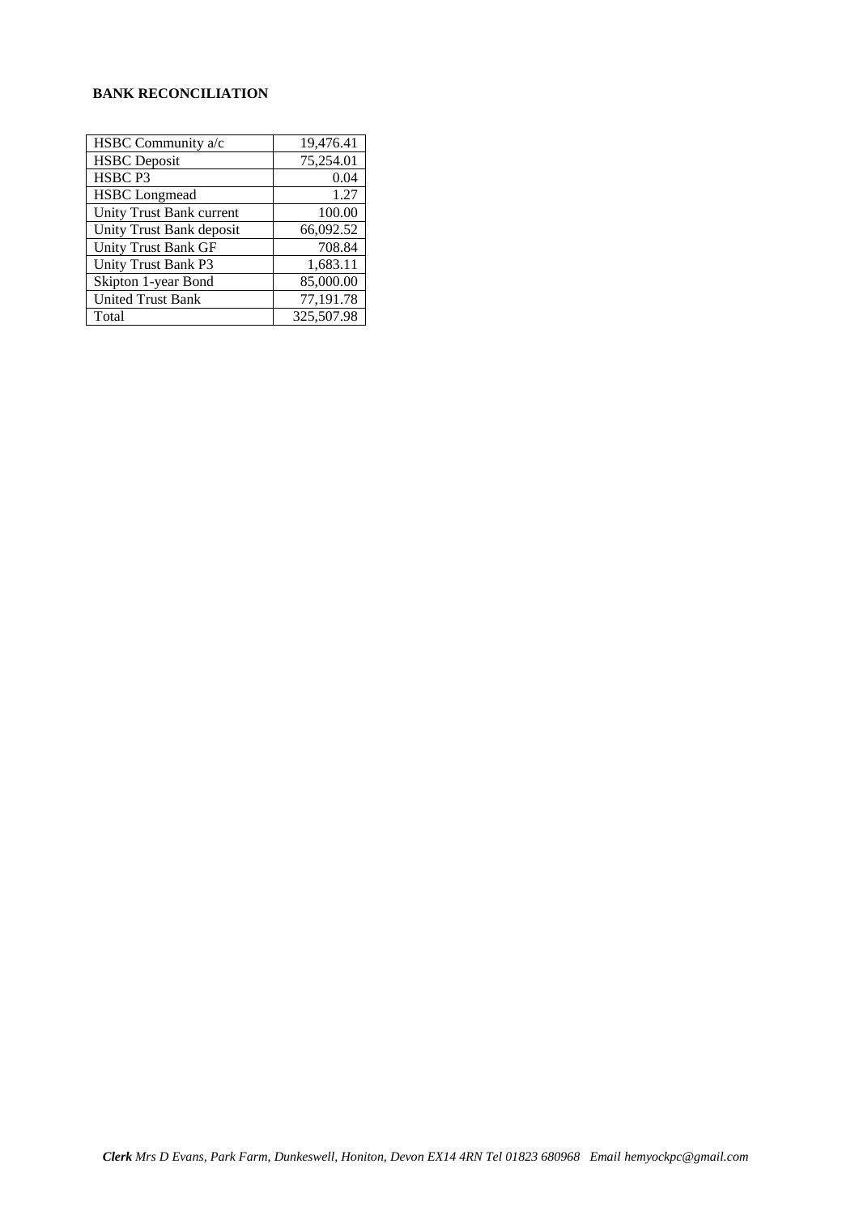**BANK RECONCILIATION**

| | |
|---|---|
| HSBC Community a/c | 19,476.41 |
| HSBC Deposit | 75,254.01 |
| HSBC P3 | 0.04 |
| HSBC Longmead | 1.27 |
| Unity Trust Bank current | 100.00 |
| Unity Trust Bank deposit | 66,092.52 |
| Unity Trust Bank GF | 708.84 |
| Unity Trust Bank P3 | 1,683.11 |
| Skipton 1-year Bond | 85,000.00 |
| United Trust Bank | 77,191.78 |
| Total | 325,507.98 |

***Clerk** Mrs D Evans, Park Farm, Dunkeswell, Honiton, Devon EX14 4RN Tel 01823 680968 Email hemyockpc@gmail.com*